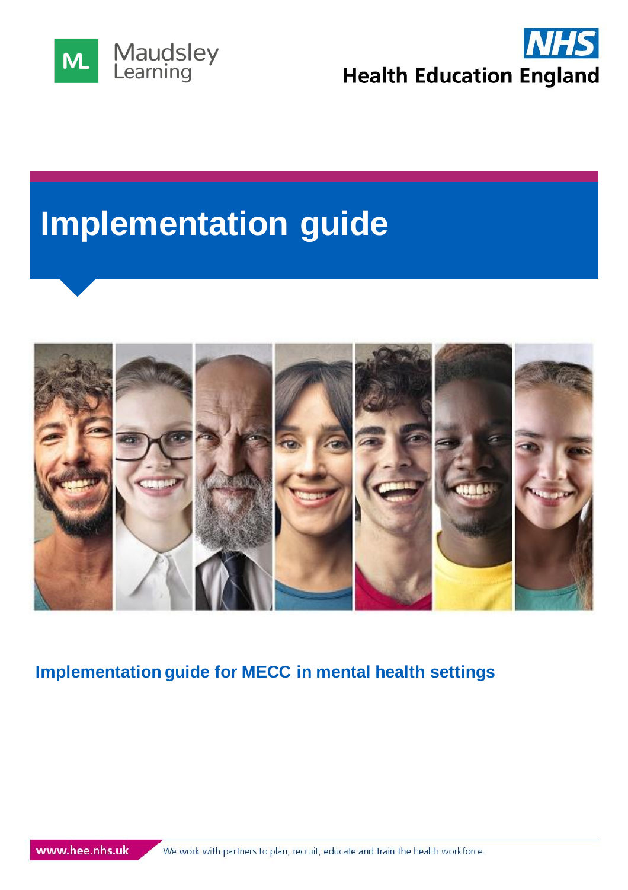Maudsley Learning

NHS Health Education England

# Implementation guide

## Implementation guide for MECC in mental health settings

www.hee.nhs.uk We work with partners to plan, recruit, educate and train the health workforce.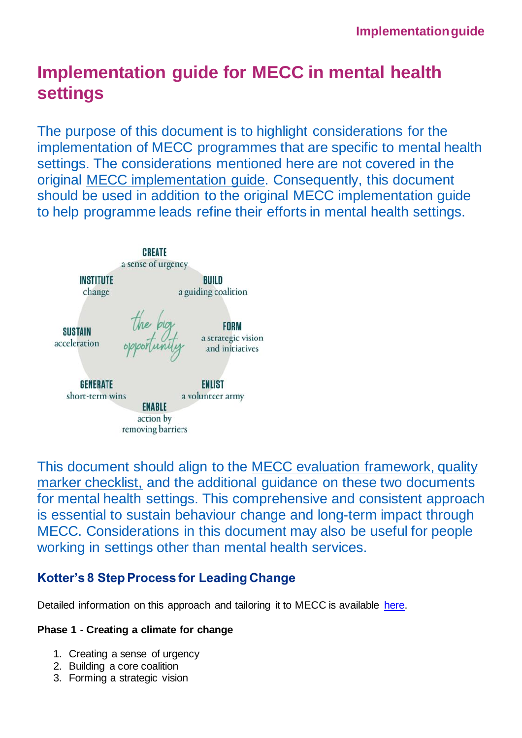# Implementation guide for MECC in mental health settings

The purpose of this document is to highlight considerations for the implementation of MECC programmes that are specific to mental health settings. The considerations mentioned here are not covered in the original MECC implementation guide. Consequently, this document should be used in addition to the original MECC implementation guide to help programme leads refine their efforts in mental health settings.

the big opportunity

- **CREATE** a sense of urgency
- **BUILD** a guiding coalition
- **FORM** a strategic vision and initiatives
- **ENLIST** a volunteer army
- **ENABLE** action by removing barriers
- **GENERATE** short-term wins
- **SUSTAIN** acceleration
- **INSTITUTE** change

This document should align to the MECC evaluation framework, quality marker checklist, and the additional guidance on these two documents for mental health settings. This comprehensive and consistent approach is essential to sustain behaviour change and long-term impact through MECC. Considerations in this document may also be useful for people working in settings other than mental health services.

### Kotter's 8 Step Process for Leading Change

Detailed information on this approach and tailoring it to MECC is available here.

**Phase 1 - Creating a climate for change**

1. Creating a sense of urgency
2. Building a core coalition
3. Forming a strategic vision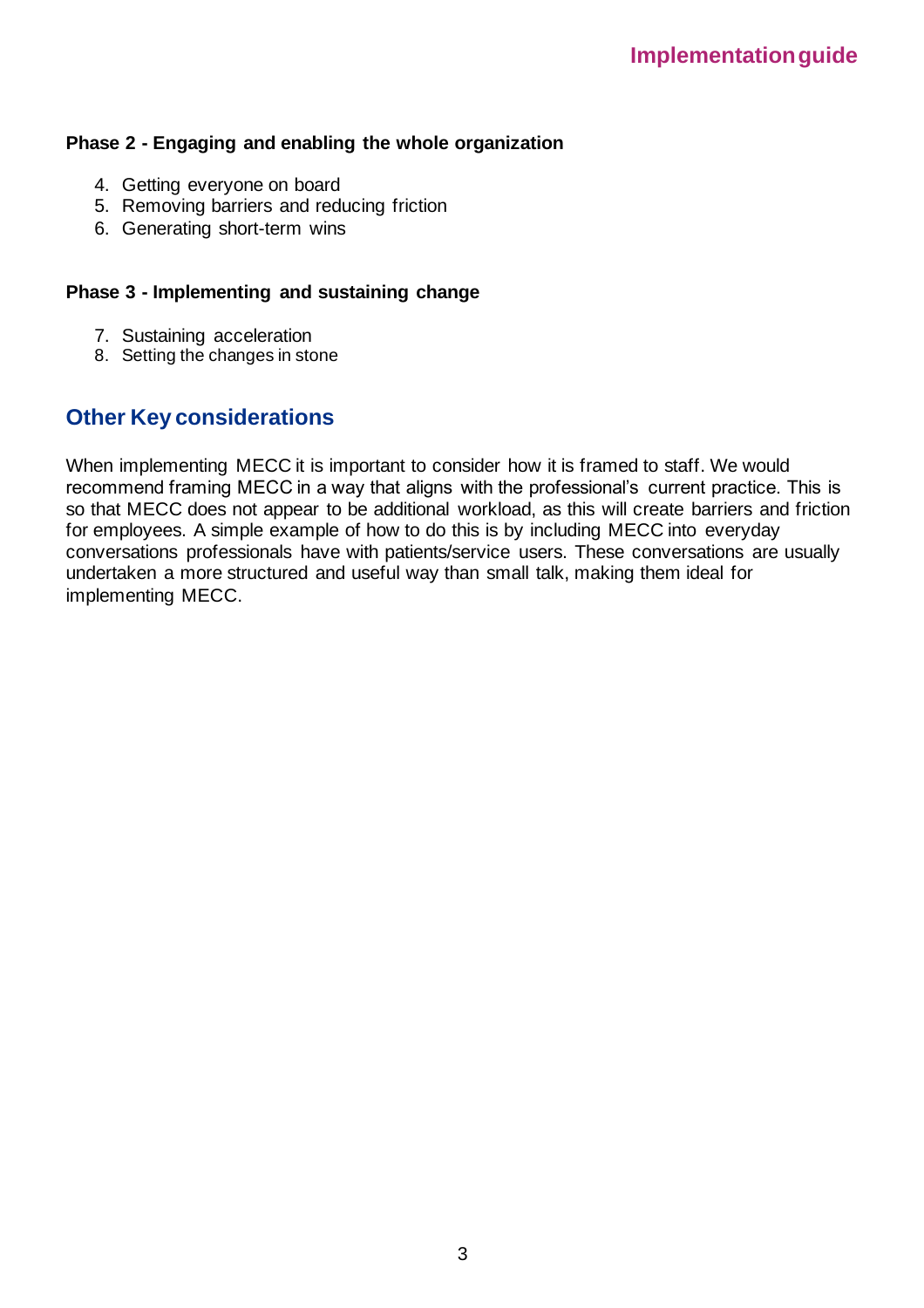**Phase 2 - Engaging and enabling the whole organization**

4. Getting everyone on board
5. Removing barriers and reducing friction
6. Generating short-term wins

**Phase 3 - Implementing and sustaining change**

7. Sustaining acceleration
8. Setting the changes in stone

## Other Key considerations

When implementing MECC it is important to consider how it is framed to staff. We would recommend framing MECC in a way that aligns with the professional's current practice. This is so that MECC does not appear to be additional workload, as this will create barriers and friction for employees. A simple example of how to do this is by including MECC into everyday conversations professionals have with patients/service users. These conversations are usually undertaken a more structured and useful way than small talk, making them ideal for implementing MECC.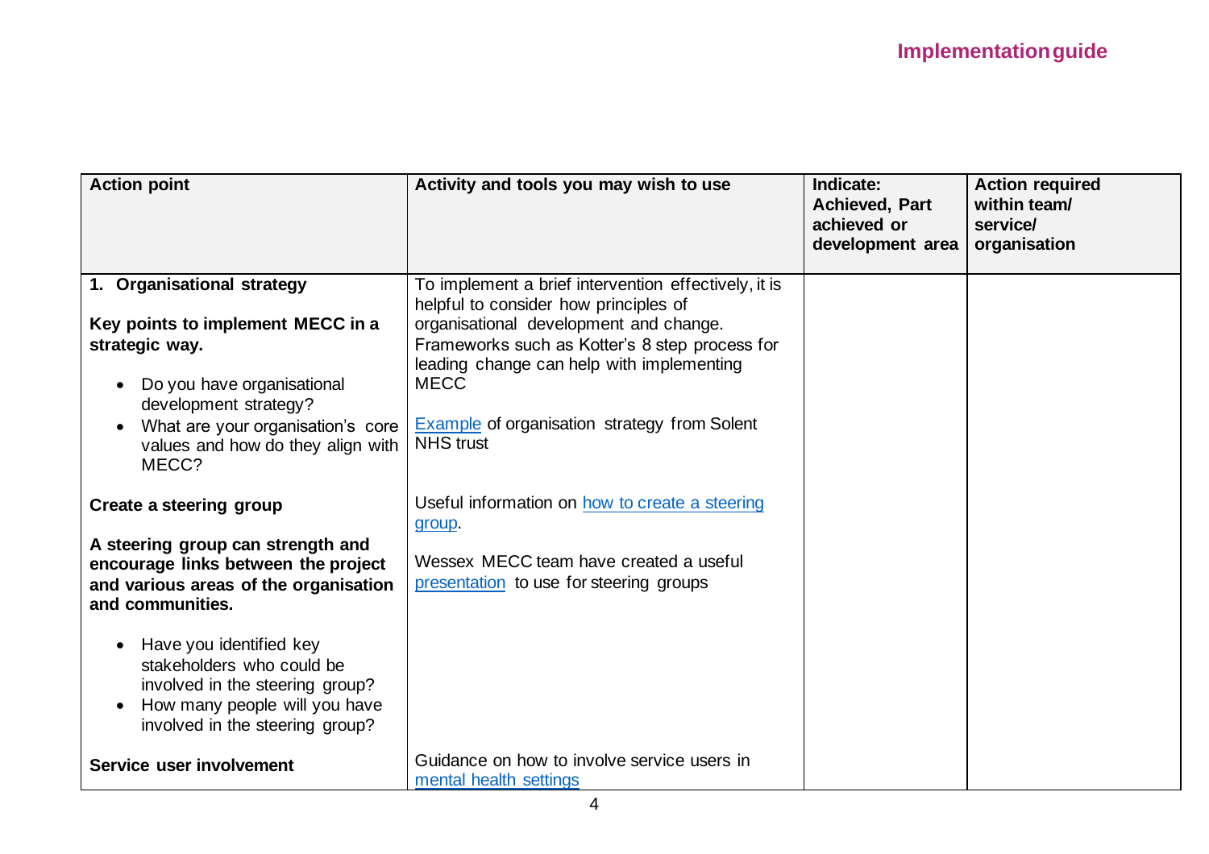| Action point | Activity and tools you may wish to use | Indicate: Achieved, Part achieved or development area | Action required within team/ service/ organisation |
|---|---|---|---|
| **1. Organisational strategy**<br><br>**Key points to implement MECC in a strategic way.**<br><br>• Do you have organisational development strategy?<br>• What are your organisation's core values and how do they align with MECC?<br><br>**Create a steering group**<br><br>**A steering group can strength and encourage links between the project and various areas of the organisation and communities.**<br><br>• Have you identified key stakeholders who could be involved in the steering group?<br>• How many people will you have involved in the steering group?<br><br>**Service user involvement** | To implement a brief intervention effectively, it is helpful to consider how principles of organisational development and change. Frameworks such as Kotter's 8 step process for leading change can help with implementing MECC<br><br>Example of organisation strategy from Solent NHS trust<br><br>Useful information on how to create a steering group.<br><br>Wessex MECC team have created a useful presentation to use for steering groups<br><br>Guidance on how to involve service users in mental health settings | | |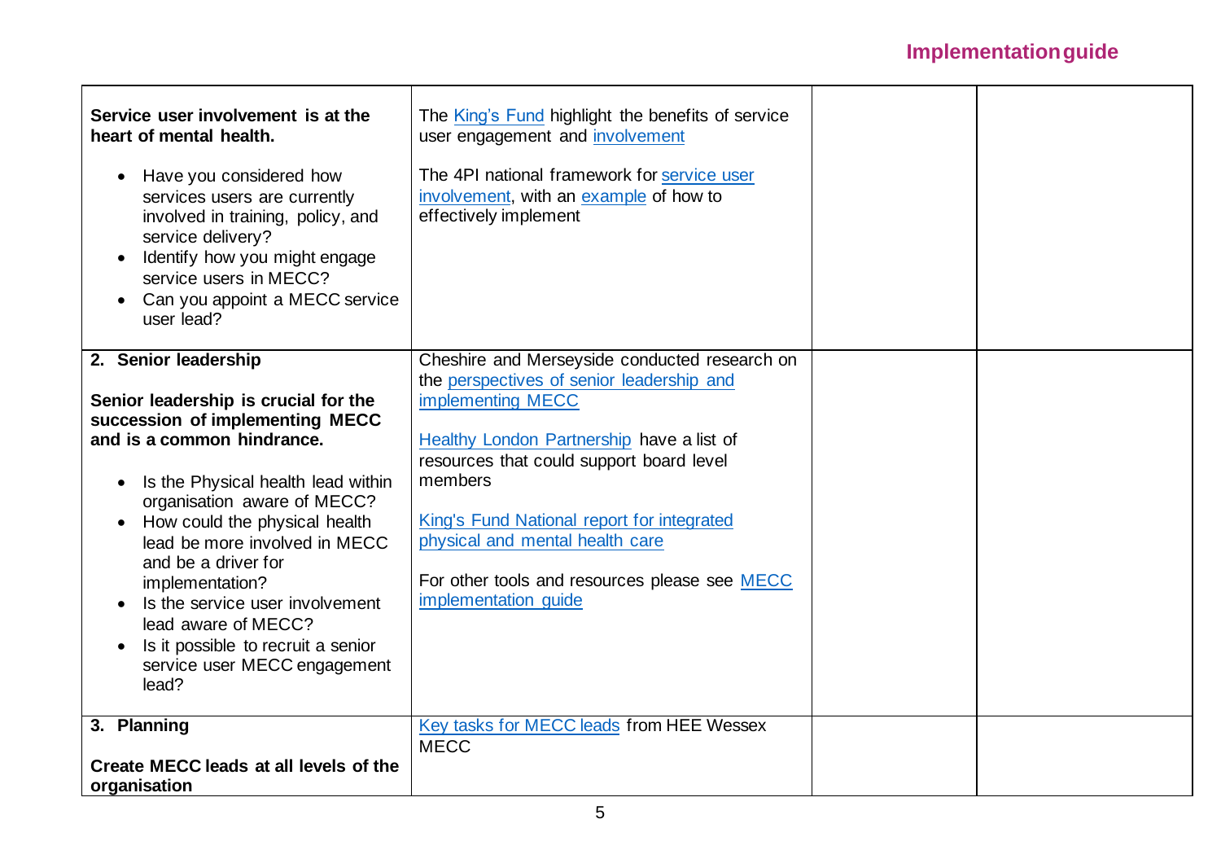| | | | |
|---|---|---|---|
| **Service user involvement is at the heart of mental health.**<br><br>• Have you considered how services users are currently involved in training, policy, and service delivery?<br>• Identify how you might engage service users in MECC?<br>• Can you appoint a MECC service user lead? | The King's Fund highlight the benefits of service user engagement and involvement<br><br>The 4PI national framework for service user involvement, with an example of how to effectively implement | | |
| **2. Senior leadership**<br><br>**Senior leadership is crucial for the succession of implementing MECC and is a common hindrance.**<br><br>• Is the Physical health lead within organisation aware of MECC?<br>• How could the physical health lead be more involved in MECC and be a driver for implementation?<br>• Is the service user involvement lead aware of MECC?<br>• Is it possible to recruit a senior service user MECC engagement lead? | Cheshire and Merseyside conducted research on the perspectives of senior leadership and implementing MECC<br><br>Healthy London Partnership have a list of resources that could support board level members<br><br>King's Fund National report for integrated physical and mental health care<br><br>For other tools and resources please see MECC implementation guide | | |
| **3. Planning**<br><br>**Create MECC leads at all levels of the organisation** | Key tasks for MECC leads from HEE Wessex MECC | | |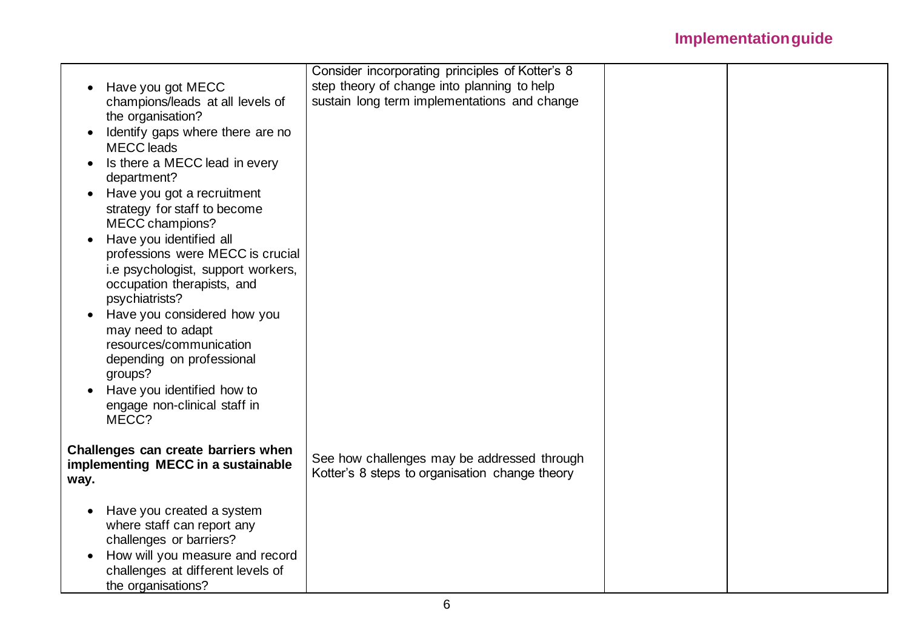| | | | |
|---|---|---|---|
| • Have you got MECC champions/leads at all levels of the organisation?<br>• Identify gaps where there are no MECC leads<br>• Is there a MECC lead in every department?<br>• Have you got a recruitment strategy for staff to become MECC champions?<br>• Have you identified all professions were MECC is crucial i.e psychologist, support workers, occupation therapists, and psychiatrists?<br>• Have you considered how you may need to adapt resources/communication depending on professional groups?<br>• Have you identified how to engage non-clinical staff in MECC? | Consider incorporating principles of Kotter's 8 step theory of change into planning to help sustain long term implementations and change | | |
| **Challenges can create barriers when implementing MECC in a sustainable way.**<br><br>• Have you created a system where staff can report any challenges or barriers?<br>• How will you measure and record challenges at different levels of the organisations? | See how challenges may be addressed through Kotter's 8 steps to organisation change theory | | |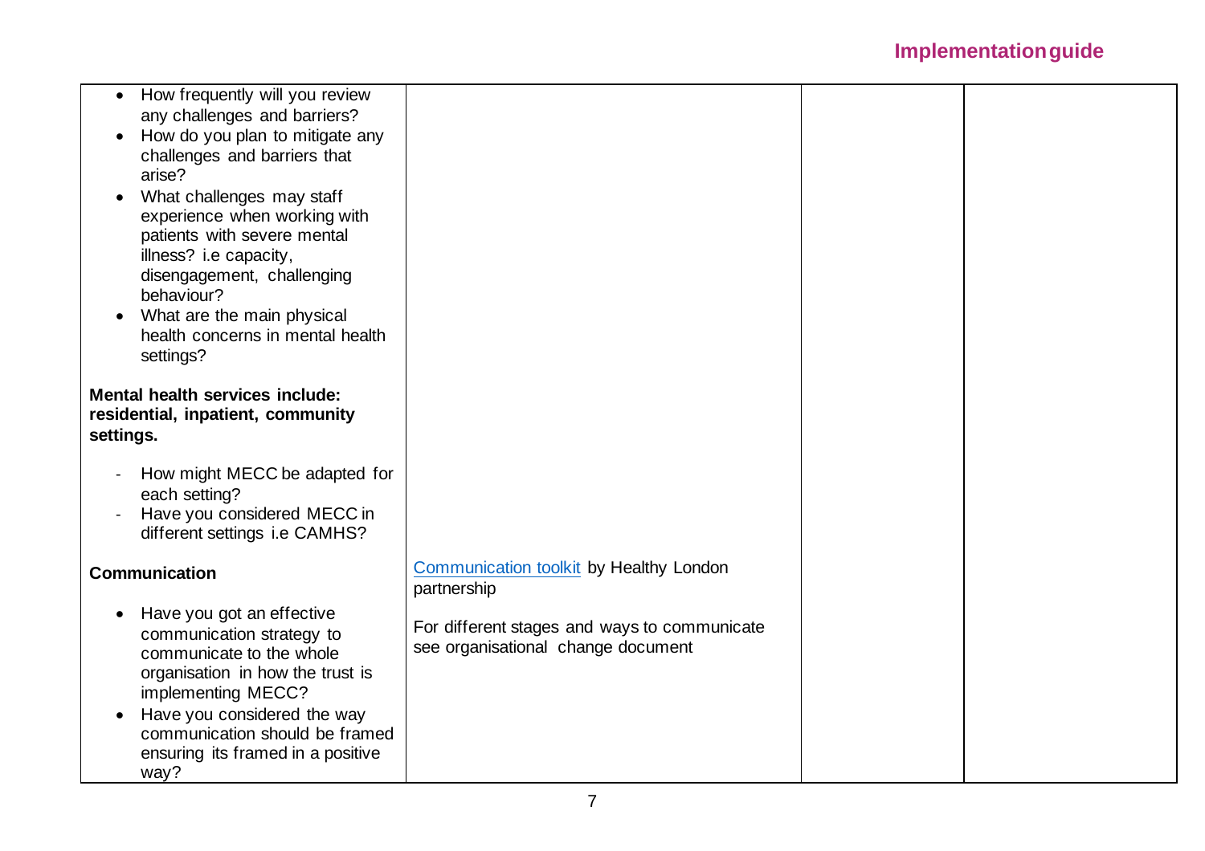| | | | |
|---|---|---|---|
| • How frequently will you review any challenges and barriers?<br>• How do you plan to mitigate any challenges and barriers that arise?<br>• What challenges may staff experience when working with patients with severe mental illness? i.e capacity, disengagement, challenging behaviour?<br>• What are the main physical health concerns in mental health settings?<br><br>**Mental health services include: residential, inpatient, community settings.**<br><br>- How might MECC be adapted for each setting?<br>- Have you considered MECC in different settings i.e CAMHS? | | | |
| **Communication**<br><br>• Have you got an effective communication strategy to communicate to the whole organisation in how the trust is implementing MECC?<br>• Have you considered the way communication should be framed ensuring its framed in a positive way? | Communication toolkit by Healthy London partnership<br><br>For different stages and ways to communicate see organisational change document | | |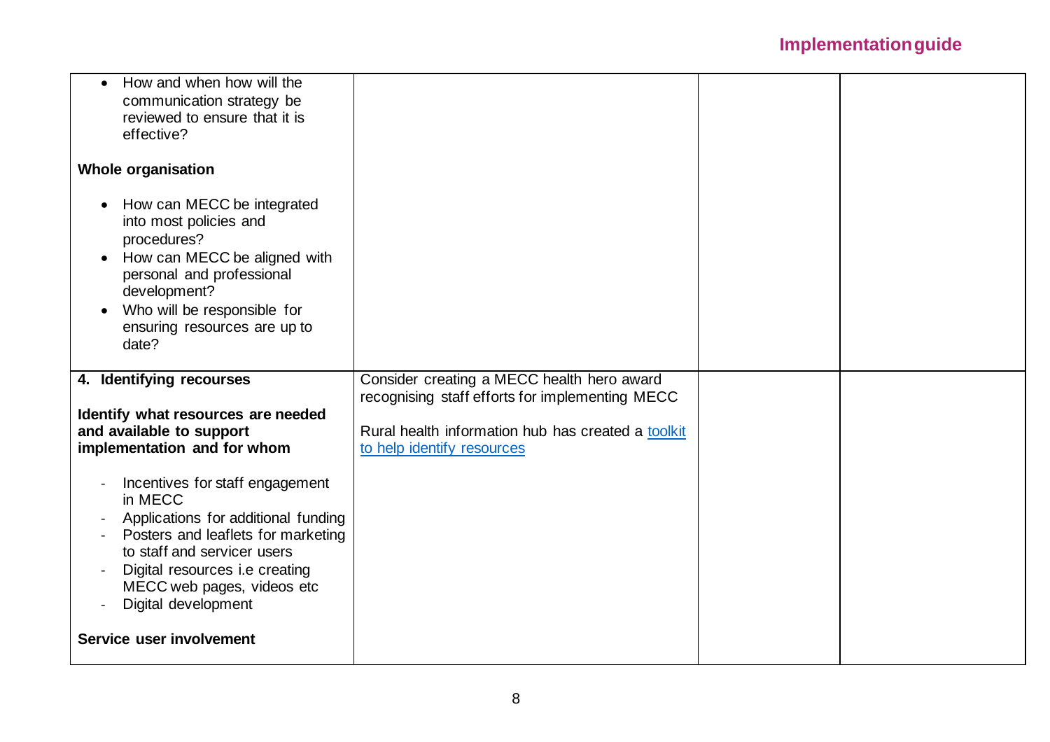| | | | |
|---|---|---|---|
| • How and when how will the communication strategy be reviewed to ensure that it is effective?<br><br>**Whole organisation**<br><br>• How can MECC be integrated into most policies and procedures?<br>• How can MECC be aligned with personal and professional development?<br>• Who will be responsible for ensuring resources are up to date? | | | |
| **4. Identifying recourses**<br><br>**Identify what resources are needed and available to support implementation and for whom**<br><br>- Incentives for staff engagement in MECC<br>- Applications for additional funding<br>- Posters and leaflets for marketing to staff and servicer users<br>- Digital resources i.e creating MECC web pages, videos etc<br>- Digital development<br><br>**Service user involvement** | Consider creating a MECC health hero award recognising staff efforts for implementing MECC<br><br>Rural health information hub has created a [toolkit to help identify resources]() | | |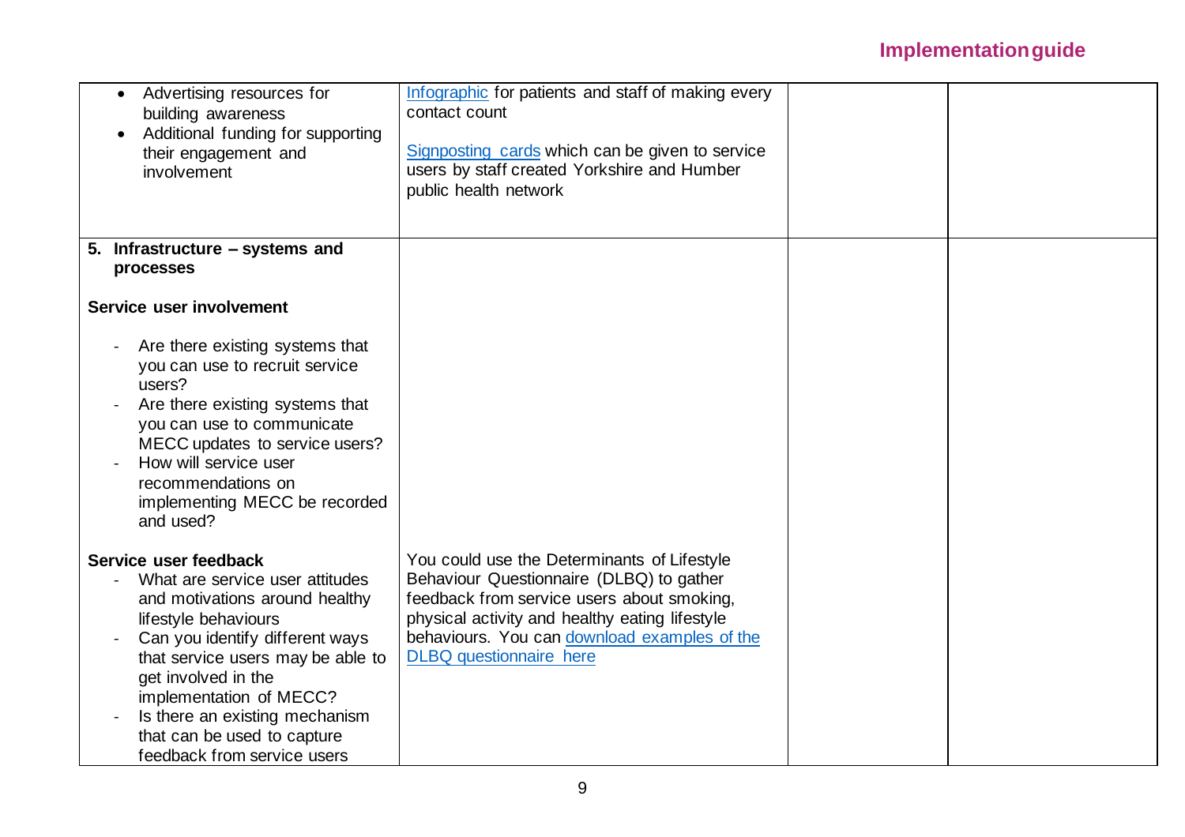| | | | |
|---|---|---|---|
| • Advertising resources for building awareness<br>• Additional funding for supporting their engagement and involvement | Infographic for patients and staff of making every contact count<br><br>Signposting cards which can be given to service users by staff created Yorkshire and Humber public health network | | |
| **5. Infrastructure – systems and processes**<br><br>**Service user involvement**<br><br>- Are there existing systems that you can use to recruit service users?<br>- Are there existing systems that you can use to communicate MECC updates to service users?<br>- How will service user recommendations on implementing MECC be recorded and used?<br><br>**Service user feedback**<br>- What are service user attitudes and motivations around healthy lifestyle behaviours<br>- Can you identify different ways that service users may be able to get involved in the implementation of MECC?<br>- Is there an existing mechanism that can be used to capture feedback from service users | You could use the Determinants of Lifestyle Behaviour Questionnaire (DLBQ) to gather feedback from service users about smoking, physical activity and healthy eating lifestyle behaviours. You can download examples of the DLBQ questionnaire here | | |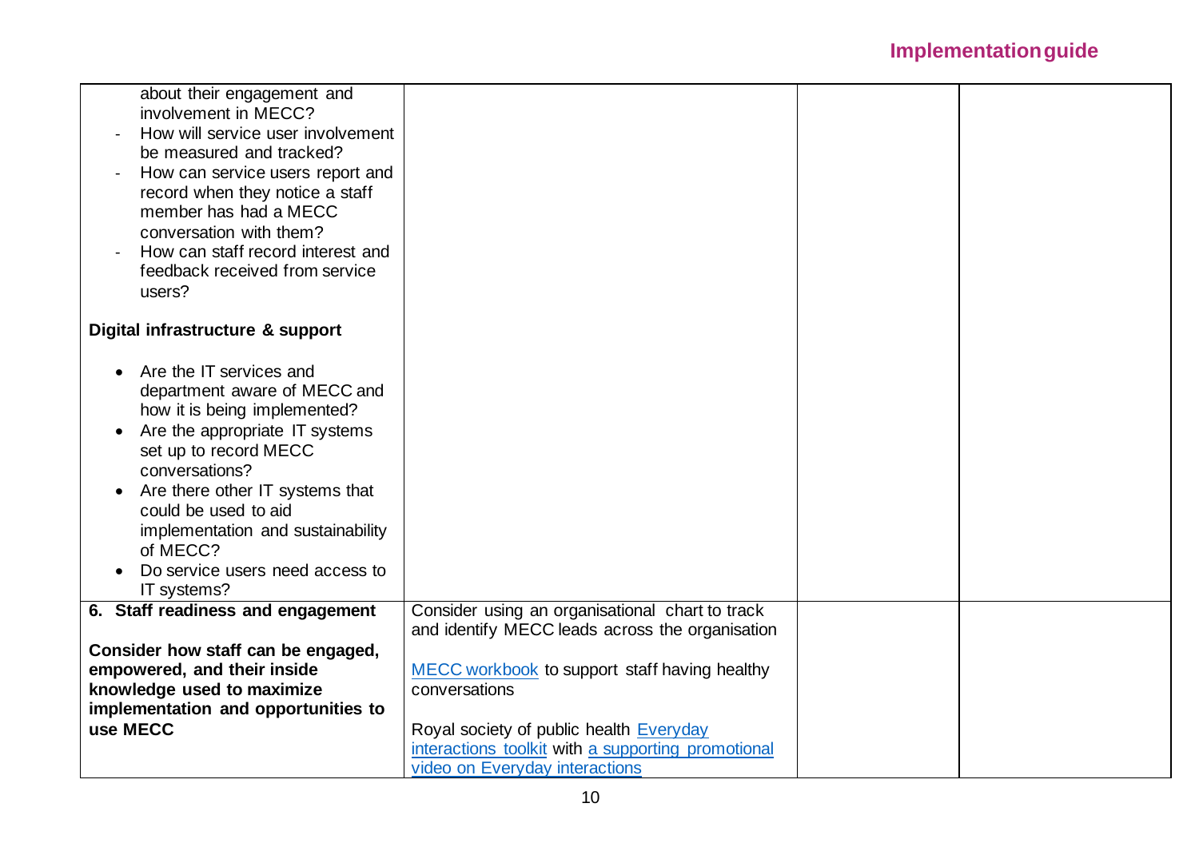| | | | |
|---|---|---|---|
| about their engagement and involvement in MECC?<br>- How will service user involvement be measured and tracked?<br>- How can service users report and record when they notice a staff member has had a MECC conversation with them?<br>- How can staff record interest and feedback received from service users?<br><br>**Digital infrastructure & support**<br><br>• Are the IT services and department aware of MECC and how it is being implemented?<br>• Are the appropriate IT systems set up to record MECC conversations?<br>• Are there other IT systems that could be used to aid implementation and sustainability of MECC?<br>• Do service users need access to IT systems? | | | |
| **6. Staff readiness and engagement**<br><br>**Consider how staff can be engaged, empowered, and their inside knowledge used to maximize implementation and opportunities to use MECC** | Consider using an organisational chart to track and identify MECC leads across the organisation<br><br>MECC workbook to support staff having healthy conversations<br><br>Royal society of public health Everyday interactions toolkit with a supporting promotional video on Everyday interactions | | |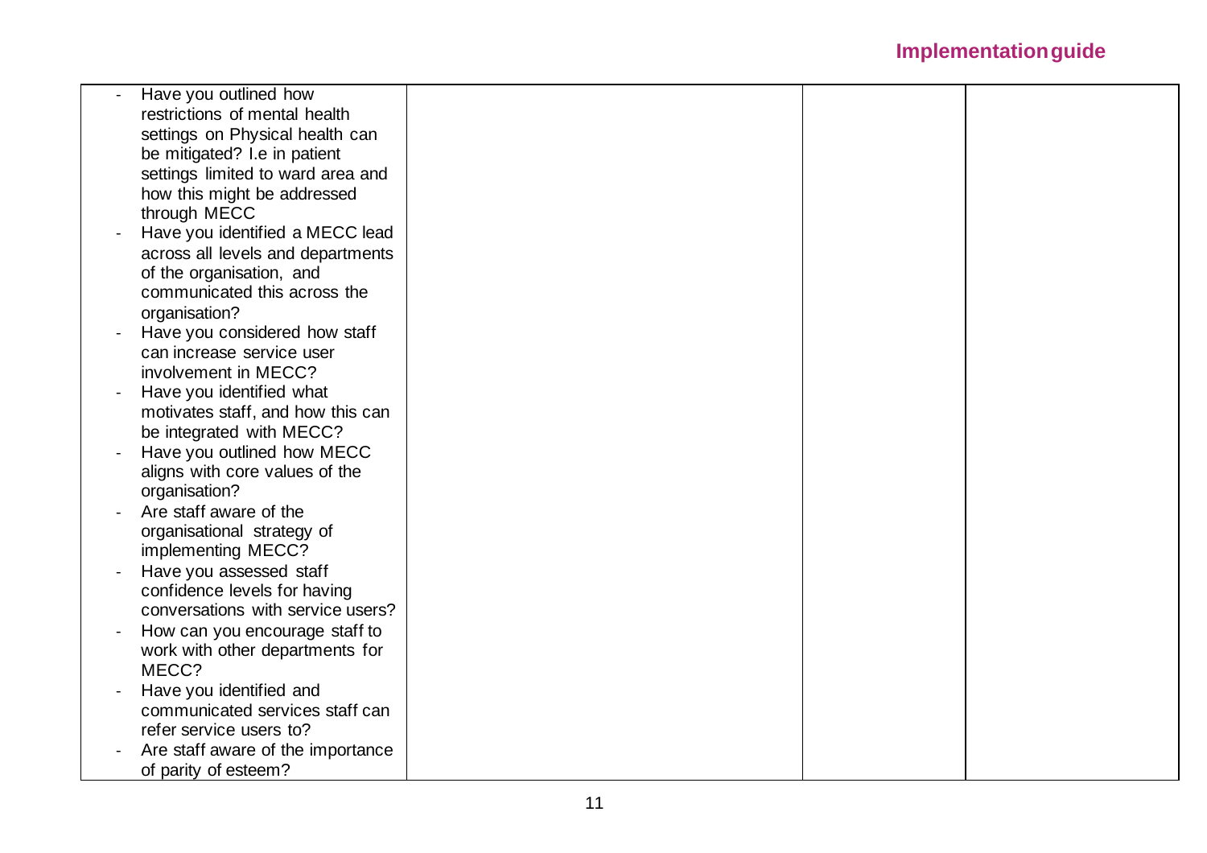| | | | |
|---|---|---|---|
| - Have you outlined how restrictions of mental health settings on Physical health can be mitigated? I.e in patient settings limited to ward area and how this might be addressed through MECC<br>- Have you identified a MECC lead across all levels and departments of the organisation, and communicated this across the organisation?<br>- Have you considered how staff can increase service user involvement in MECC?<br>- Have you identified what motivates staff, and how this can be integrated with MECC?<br>- Have you outlined how MECC aligns with core values of the organisation?<br>- Are staff aware of the organisational strategy of implementing MECC?<br>- Have you assessed staff confidence levels for having conversations with service users?<br>- How can you encourage staff to work with other departments for MECC?<br>- Have you identified and communicated services staff can refer service users to?<br>- Are staff aware of the importance of parity of esteem? | | | |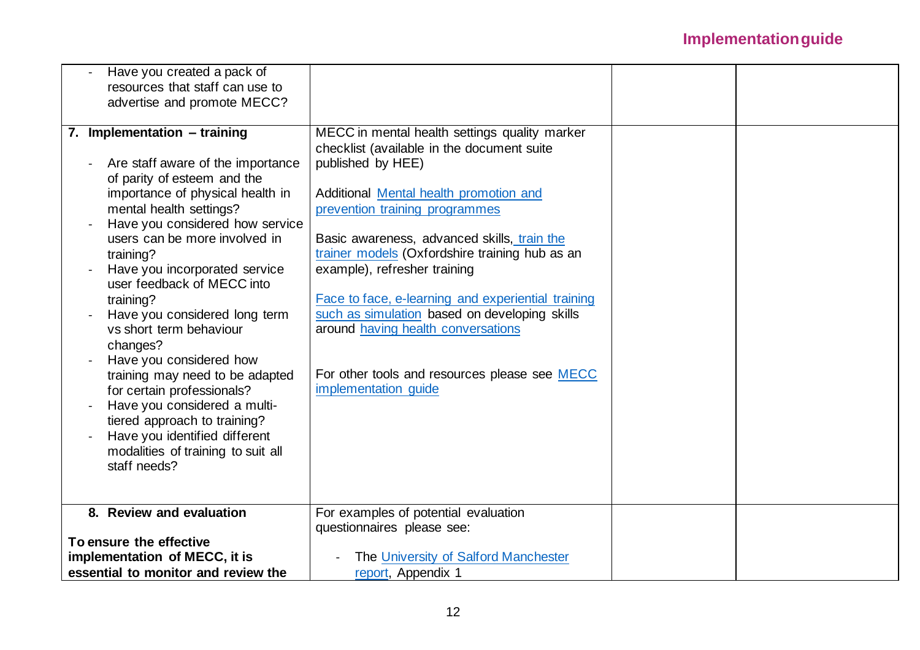| | | | |
|---|---|---|---|
| - Have you created a pack of resources that staff can use to advertise and promote MECC? | | | |
| **7. Implementation – training**<br><br>- Are staff aware of the importance of parity of esteem and the importance of physical health in mental health settings?<br>- Have you considered how service users can be more involved in training?<br>- Have you incorporated service user feedback of MECC into training?<br>- Have you considered long term vs short term behaviour changes?<br>- Have you considered how training may need to be adapted for certain professionals?<br>- Have you considered a multi-tiered approach to training?<br>- Have you identified different modalities of training to suit all staff needs? | MECC in mental health settings quality marker checklist (available in the document suite published by HEE)<br><br>Additional Mental health promotion and prevention training programmes<br><br>Basic awareness, advanced skills, train the trainer models (Oxfordshire training hub as an example), refresher training<br><br>Face to face, e-learning and experiential training such as simulation based on developing skills around having health conversations<br><br>For other tools and resources please see MECC implementation guide | | |
| **8. Review and evaluation**<br><br>**To ensure the effective implementation of MECC, it is essential to monitor and review the** | For examples of potential evaluation questionnaires please see:<br><br>- The University of Salford Manchester report, Appendix 1 | | |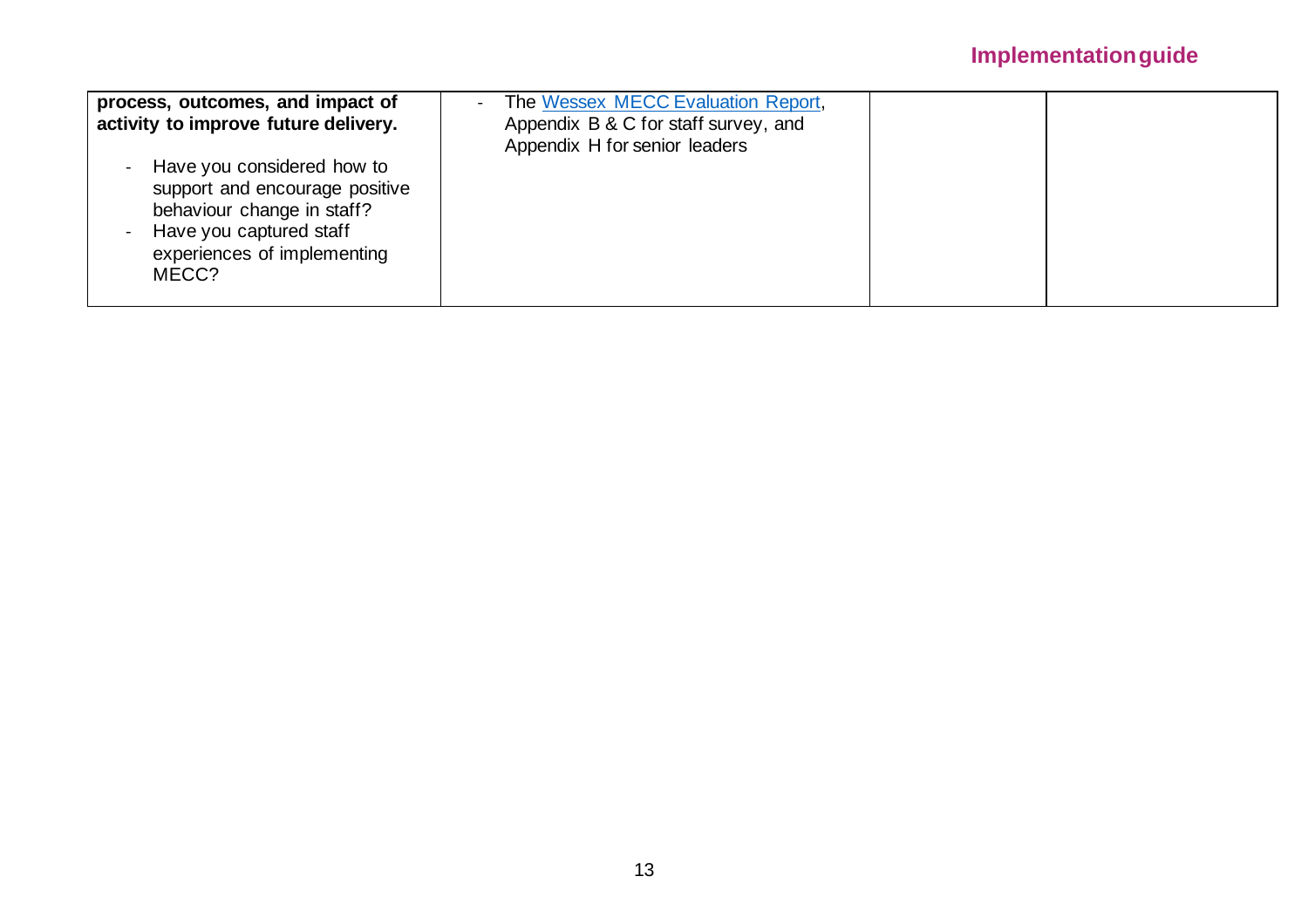| | | | |
|---|---|---|---|
| **process, outcomes, and impact of activity to improve future delivery.**<br><br>- Have you considered how to support and encourage positive behaviour change in staff?<br>- Have you captured staff experiences of implementing MECC? | - The Wessex MECC Evaluation Report, Appendix B & C for staff survey, and Appendix H for senior leaders | | |